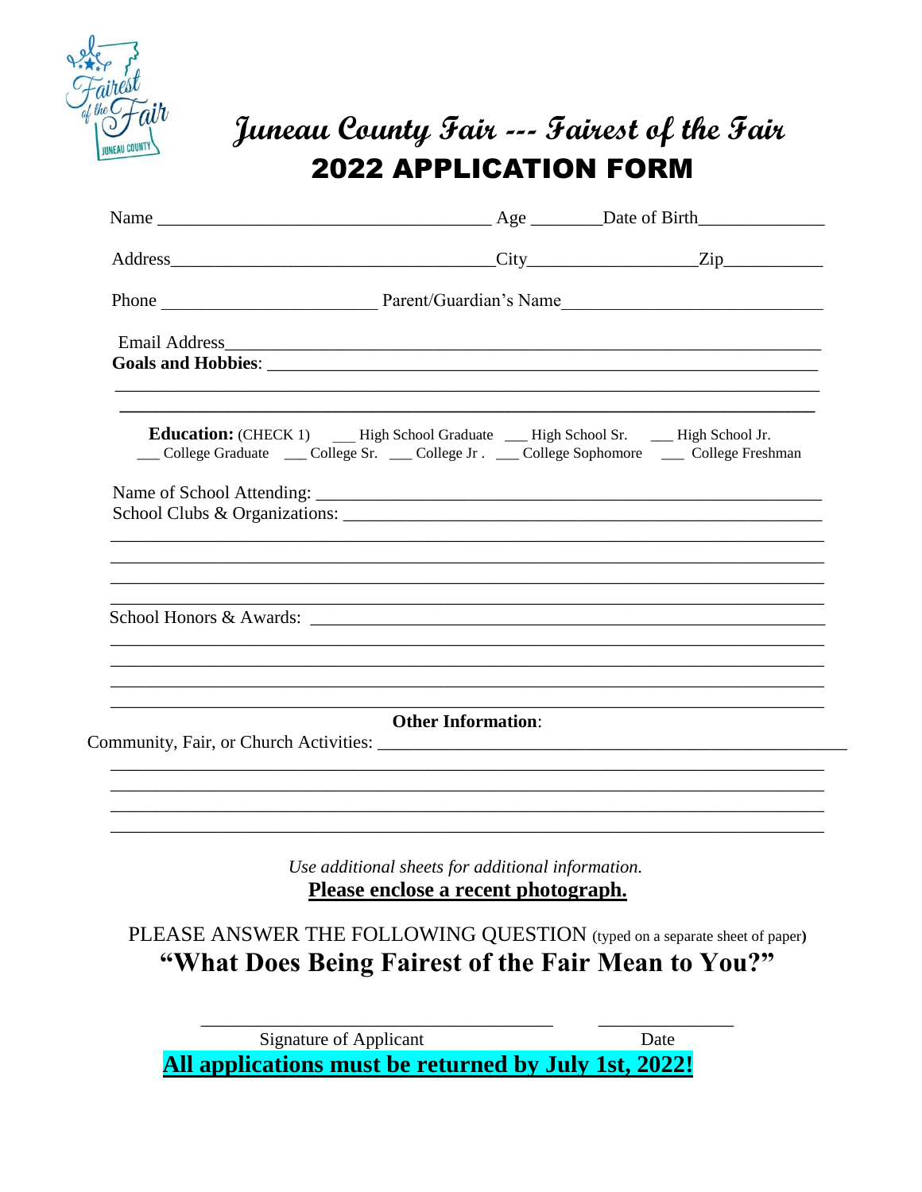# Juneau County Fair --- Fairest of the Fair

## 2022 APPLICATION FORM

Name ____________________________________ Age ________Date of Birth______________

Address___________________________________City__________________Zip___________

Phone ______________________ Parent/Guardian's Name____________________________

Email Address_________________________________________________________________

**Goals and Hobbies**: _______________________________________________________

_____________________________________________________________________________

_____________________________________________________________________________

**Education:** (CHECK 1) ___ High School Graduate ___ High School Sr. ___ High School Jr.
___ College Graduate ___ College Sr. ___ College Jr . ___ College Sophomore ___ College Freshman

Name of School Attending: ____________________________________________________

School Clubs & Organizations: _________________________________________________

_____________________________________________________________________________

_____________________________________________________________________________

_____________________________________________________________________________

School Honors & Awards: _____________________________________________________

_____________________________________________________________________________

_____________________________________________________________________________

_____________________________________________________________________________

_____________________________________________________________________________

**Other Information**:

Community, Fair, or Church Activities: __________________________________________

_____________________________________________________________________________

_____________________________________________________________________________

_____________________________________________________________________________

_____________________________________________________________________________

*Use additional sheets for additional information.*

**Please enclose a recent photograph.**

PLEASE ANSWER THE FOLLOWING QUESTION (typed on a separate sheet of paper)

**"What Does Being Fairest of the Fair Mean to You?"**

_____________________________________ _______________

Signature of Applicant Date

**All applications must be returned by July 1st, 2022!**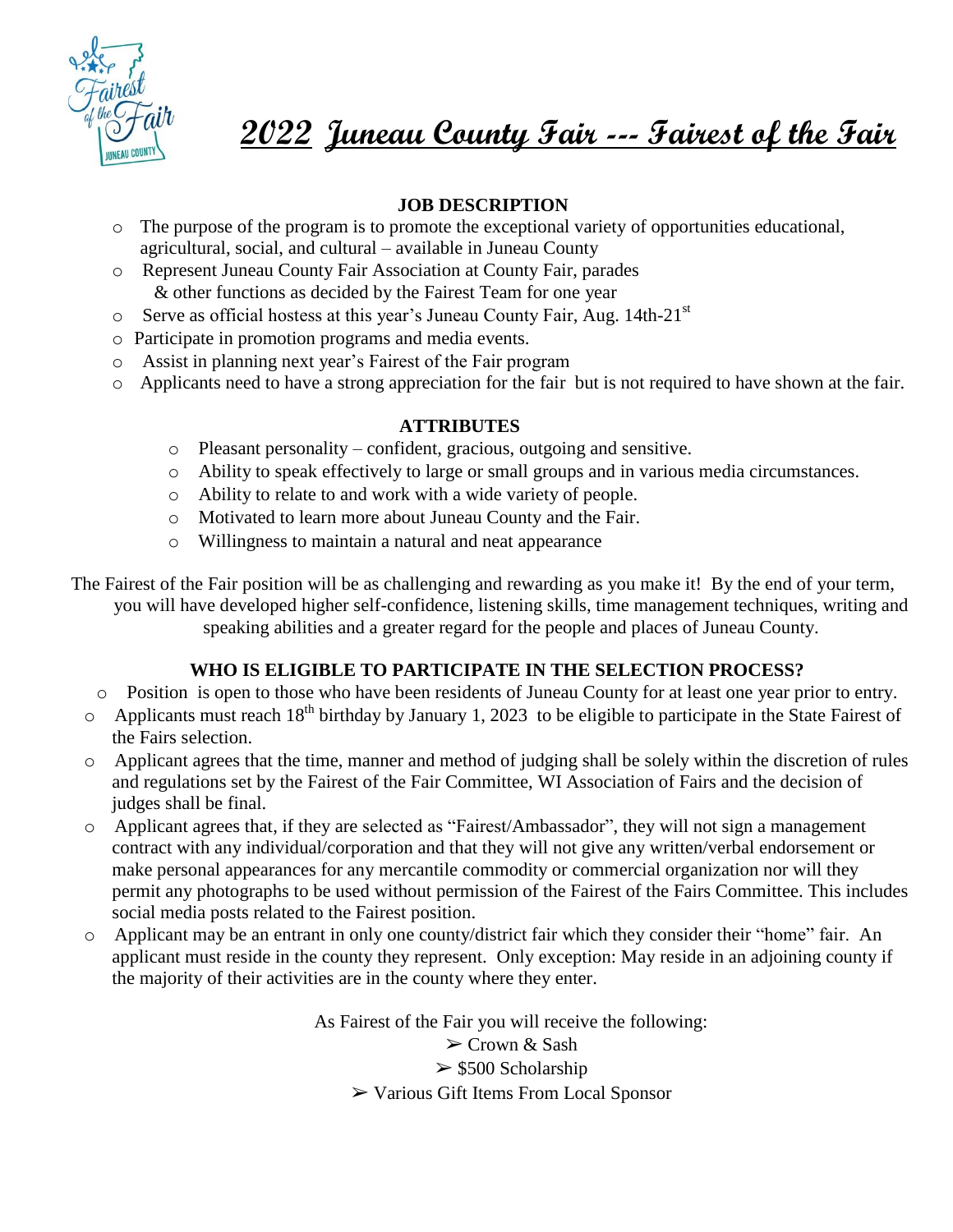# 2022 Juneau County Fair --- Fairest of the Fair

### JOB DESCRIPTION

- The purpose of the program is to promote the exceptional variety of opportunities educational, agricultural, social, and cultural – available in Juneau County
- Represent Juneau County Fair Association at County Fair, parades & other functions as decided by the Fairest Team for one year
- Serve as official hostess at this year's Juneau County Fair, Aug. 14th-21st
- Participate in promotion programs and media events.
- Assist in planning next year's Fairest of the Fair program
- Applicants need to have a strong appreciation for the fair but is not required to have shown at the fair.

### ATTRIBUTES

- Pleasant personality – confident, gracious, outgoing and sensitive.
- Ability to speak effectively to large or small groups and in various media circumstances.
- Ability to relate to and work with a wide variety of people.
- Motivated to learn more about Juneau County and the Fair.
- Willingness to maintain a natural and neat appearance

The Fairest of the Fair position will be as challenging and rewarding as you make it! By the end of your term, you will have developed higher self-confidence, listening skills, time management techniques, writing and speaking abilities and a greater regard for the people and places of Juneau County.

### WHO IS ELIGIBLE TO PARTICIPATE IN THE SELECTION PROCESS?

- Position is open to those who have been residents of Juneau County for at least one year prior to entry.
- Applicants must reach 18th birthday by January 1, 2023 to be eligible to participate in the State Fairest of the Fairs selection.
- Applicant agrees that the time, manner and method of judging shall be solely within the discretion of rules and regulations set by the Fairest of the Fair Committee, WI Association of Fairs and the decision of judges shall be final.
- Applicant agrees that, if they are selected as "Fairest/Ambassador", they will not sign a management contract with any individual/corporation and that they will not give any written/verbal endorsement or make personal appearances for any mercantile commodity or commercial organization nor will they permit any photographs to be used without permission of the Fairest of the Fairs Committee. This includes social media posts related to the Fairest position.
- Applicant may be an entrant in only one county/district fair which they consider their "home" fair. An applicant must reside in the county they represent. Only exception: May reside in an adjoining county if the majority of their activities are in the county where they enter.

As Fairest of the Fair you will receive the following:

- Crown & Sash
- $500 Scholarship
- Various Gift Items From Local Sponsor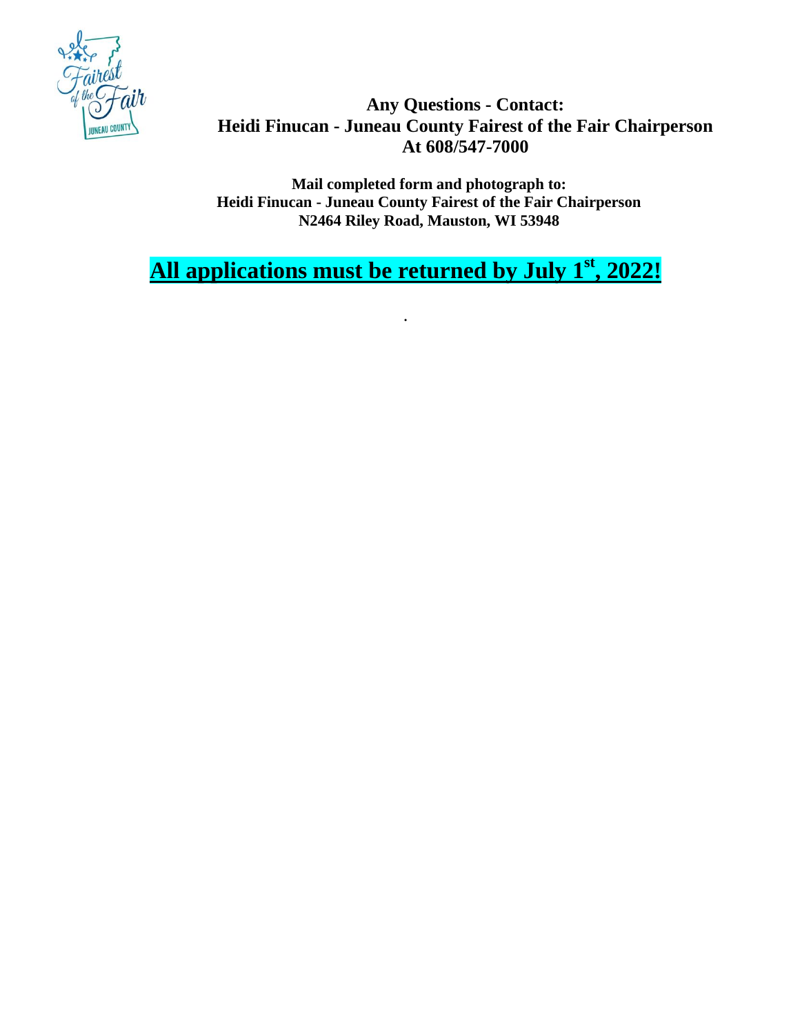**Any Questions - Contact:**
**Heidi Finucan - Juneau County Fairest of the Fair Chairperson**
**At 608/547-7000**

**Mail completed form and photograph to:**
**Heidi Finucan - Juneau County Fairest of the Fair Chairperson**
**N2464 Riley Road, Mauston, WI 53948**

## **All applications must be returned by July 1st, 2022!**

.